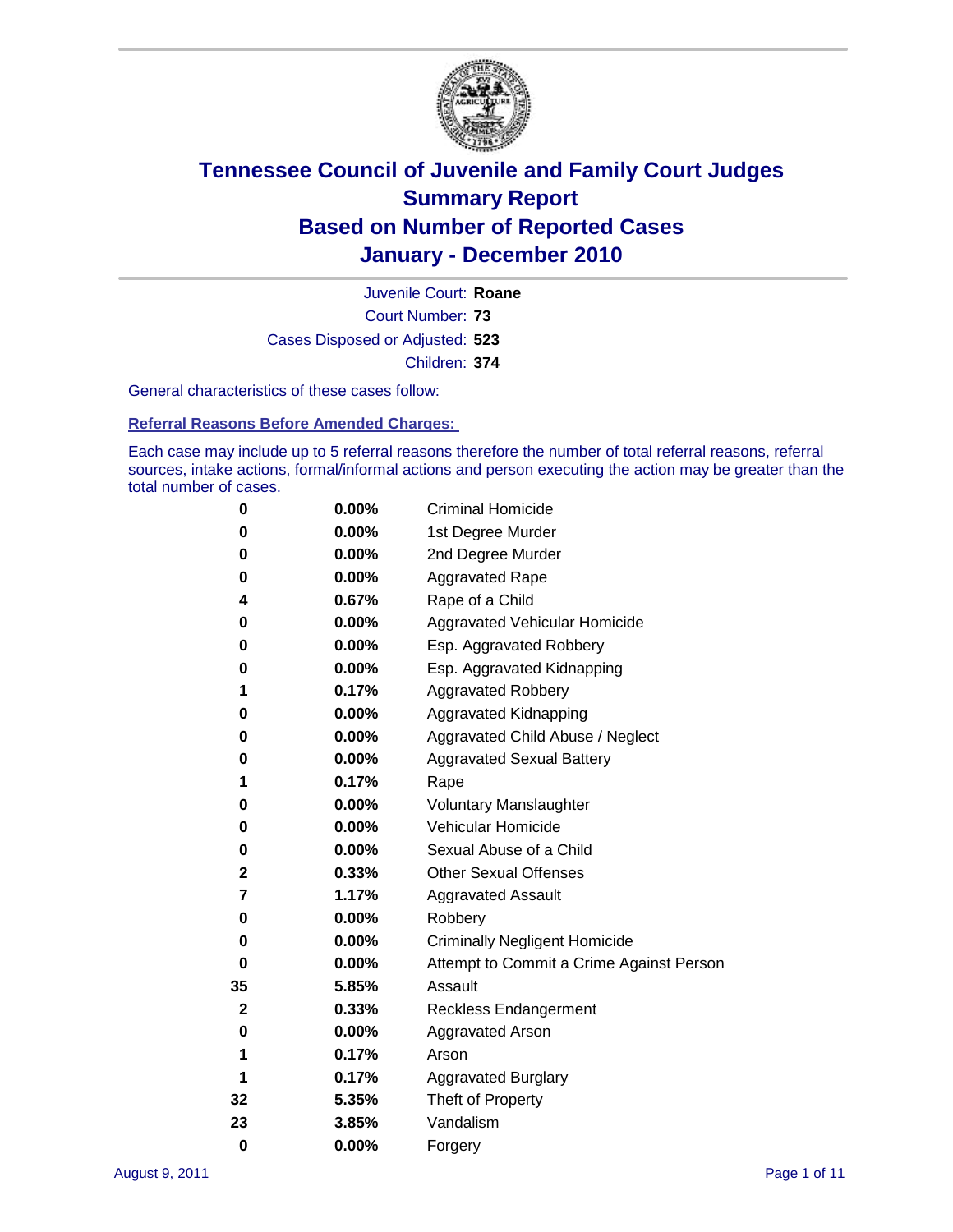# Tennessee Council of Juvenile and Family Court Judges
## Summary Report
## Based on Number of Reported Cases
## January - December 2010

Juvenile Court: **Roane**

Court Number: **73**

Cases Disposed or Adjusted: **523**

Children: **374**

General characteristics of these cases follow:

### Referral Reasons Before Amended Charges:

Each case may include up to 5 referral reasons therefore the number of total referral reasons, referral sources, intake actions, formal/informal actions and person executing the action may be greater than the total number of cases.

| | | |
|---|---|---|
| 0 | 0.00% | Criminal Homicide |
| 0 | 0.00% | 1st Degree Murder |
| 0 | 0.00% | 2nd Degree Murder |
| 0 | 0.00% | Aggravated Rape |
| 4 | 0.67% | Rape of a Child |
| 0 | 0.00% | Aggravated Vehicular Homicide |
| 0 | 0.00% | Esp. Aggravated Robbery |
| 0 | 0.00% | Esp. Aggravated Kidnapping |
| 1 | 0.17% | Aggravated Robbery |
| 0 | 0.00% | Aggravated Kidnapping |
| 0 | 0.00% | Aggravated Child Abuse / Neglect |
| 0 | 0.00% | Aggravated Sexual Battery |
| 1 | 0.17% | Rape |
| 0 | 0.00% | Voluntary Manslaughter |
| 0 | 0.00% | Vehicular Homicide |
| 0 | 0.00% | Sexual Abuse of a Child |
| 2 | 0.33% | Other Sexual Offenses |
| 7 | 1.17% | Aggravated Assault |
| 0 | 0.00% | Robbery |
| 0 | 0.00% | Criminally Negligent Homicide |
| 0 | 0.00% | Attempt to Commit a Crime Against Person |
| 35 | 5.85% | Assault |
| 2 | 0.33% | Reckless Endangerment |
| 0 | 0.00% | Aggravated Arson |
| 1 | 0.17% | Arson |
| 1 | 0.17% | Aggravated Burglary |
| 32 | 5.35% | Theft of Property |
| 23 | 3.85% | Vandalism |
| 0 | 0.00% | Forgery |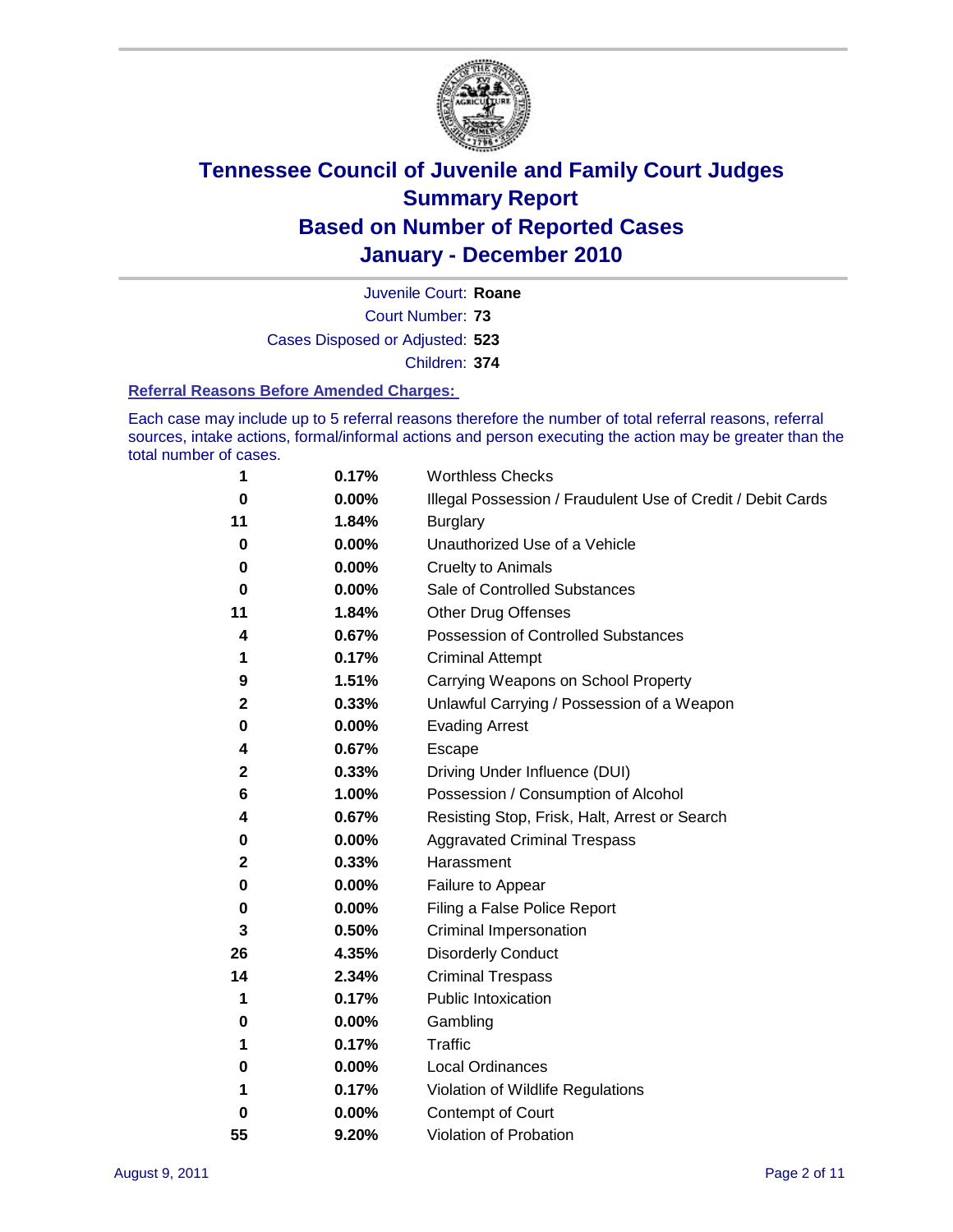# Tennessee Council of Juvenile and Family Court Judges
# Summary Report
# Based on Number of Reported Cases
# January - December 2010

Juvenile Court: **Roane**

Court Number: **73**

Cases Disposed or Adjusted: **523**

Children: **374**

### Referral Reasons Before Amended Charges:

Each case may include up to 5 referral reasons therefore the number of total referral reasons, referral sources, intake actions, formal/informal actions and person executing the action may be greater than the total number of cases.

| | | |
|---|---|---|
| 1 | 0.17% | Worthless Checks |
| 0 | 0.00% | Illegal Possession / Fraudulent Use of Credit / Debit Cards |
| 11 | 1.84% | Burglary |
| 0 | 0.00% | Unauthorized Use of a Vehicle |
| 0 | 0.00% | Cruelty to Animals |
| 0 | 0.00% | Sale of Controlled Substances |
| 11 | 1.84% | Other Drug Offenses |
| 4 | 0.67% | Possession of Controlled Substances |
| 1 | 0.17% | Criminal Attempt |
| 9 | 1.51% | Carrying Weapons on School Property |
| 2 | 0.33% | Unlawful Carrying / Possession of a Weapon |
| 0 | 0.00% | Evading Arrest |
| 4 | 0.67% | Escape |
| 2 | 0.33% | Driving Under Influence (DUI) |
| 6 | 1.00% | Possession / Consumption of Alcohol |
| 4 | 0.67% | Resisting Stop, Frisk, Halt, Arrest or Search |
| 0 | 0.00% | Aggravated Criminal Trespass |
| 2 | 0.33% | Harassment |
| 0 | 0.00% | Failure to Appear |
| 0 | 0.00% | Filing a False Police Report |
| 3 | 0.50% | Criminal Impersonation |
| 26 | 4.35% | Disorderly Conduct |
| 14 | 2.34% | Criminal Trespass |
| 1 | 0.17% | Public Intoxication |
| 0 | 0.00% | Gambling |
| 1 | 0.17% | Traffic |
| 0 | 0.00% | Local Ordinances |
| 1 | 0.17% | Violation of Wildlife Regulations |
| 0 | 0.00% | Contempt of Court |
| 55 | 9.20% | Violation of Probation |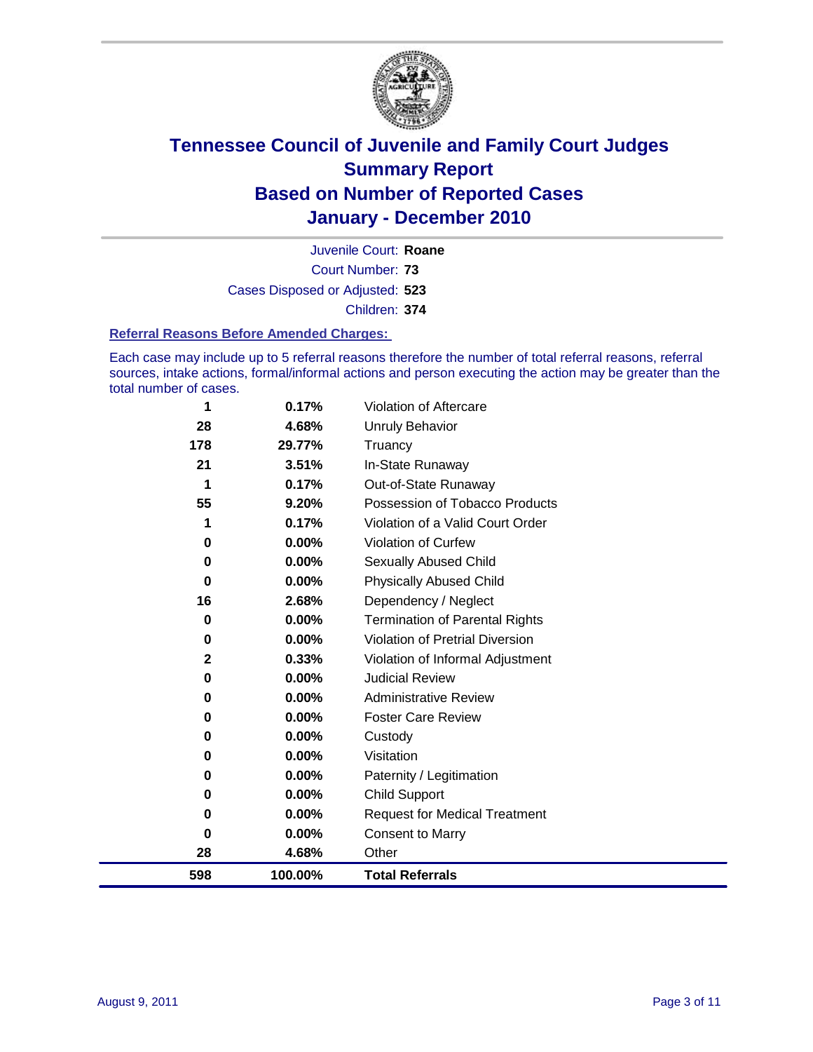# Tennessee Council of Juvenile and Family Court Judges
## Summary Report
## Based on Number of Reported Cases
## January - December 2010

Juvenile Court: **Roane**

Court Number: **73**

Cases Disposed or Adjusted: **523**

Children: **374**

### Referral Reasons Before Amended Charges:

Each case may include up to 5 referral reasons therefore the number of total referral reasons, referral sources, intake actions, formal/informal actions and person executing the action may be greater than the total number of cases.

| | | |
|---|---|---|
| 1 | 0.17% | Violation of Aftercare |
| 28 | 4.68% | Unruly Behavior |
| 178 | 29.77% | Truancy |
| 21 | 3.51% | In-State Runaway |
| 1 | 0.17% | Out-of-State Runaway |
| 55 | 9.20% | Possession of Tobacco Products |
| 1 | 0.17% | Violation of a Valid Court Order |
| 0 | 0.00% | Violation of Curfew |
| 0 | 0.00% | Sexually Abused Child |
| 0 | 0.00% | Physically Abused Child |
| 16 | 2.68% | Dependency / Neglect |
| 0 | 0.00% | Termination of Parental Rights |
| 0 | 0.00% | Violation of Pretrial Diversion |
| 2 | 0.33% | Violation of Informal Adjustment |
| 0 | 0.00% | Judicial Review |
| 0 | 0.00% | Administrative Review |
| 0 | 0.00% | Foster Care Review |
| 0 | 0.00% | Custody |
| 0 | 0.00% | Visitation |
| 0 | 0.00% | Paternity / Legitimation |
| 0 | 0.00% | Child Support |
| 0 | 0.00% | Request for Medical Treatment |
| 0 | 0.00% | Consent to Marry |
| 28 | 4.68% | Other |
| **598** | **100.00%** | **Total Referrals** |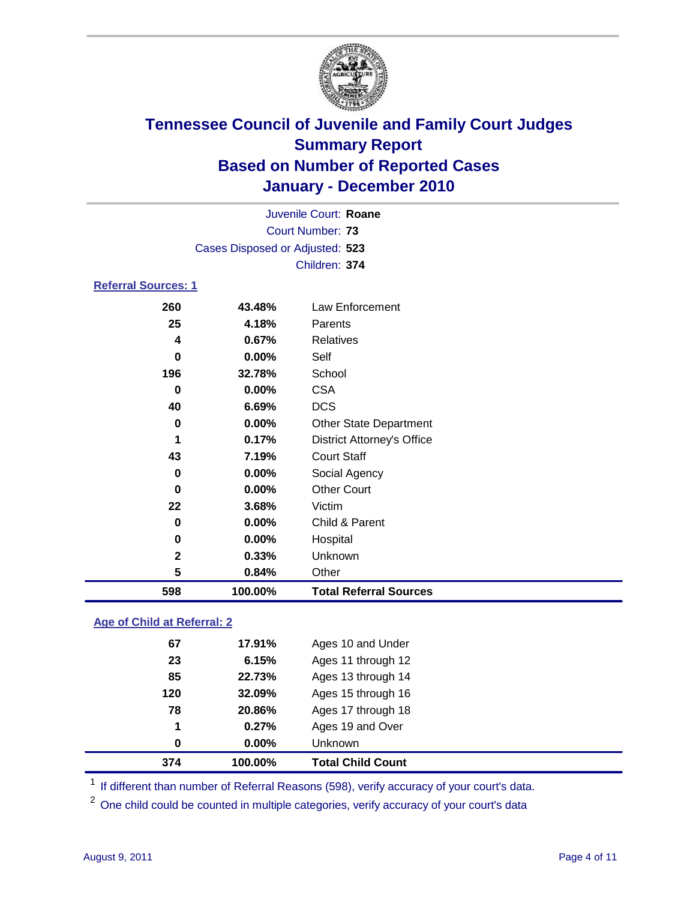# Tennessee Council of Juvenile and Family Court Judges
## Summary Report
## Based on Number of Reported Cases
## January - December 2010

Juvenile Court: **Roane**

Court Number: **73**

Cases Disposed or Adjusted: **523**

Children: **374**

### Referral Sources: 1

| | | |
|---|---|---|
| 260 | 43.48% | Law Enforcement |
| 25 | 4.18% | Parents |
| 4 | 0.67% | Relatives |
| 0 | 0.00% | Self |
| 196 | 32.78% | School |
| 0 | 0.00% | CSA |
| 40 | 6.69% | DCS |
| 0 | 0.00% | Other State Department |
| 1 | 0.17% | District Attorney's Office |
| 43 | 7.19% | Court Staff |
| 0 | 0.00% | Social Agency |
| 0 | 0.00% | Other Court |
| 22 | 3.68% | Victim |
| 0 | 0.00% | Child & Parent |
| 0 | 0.00% | Hospital |
| 2 | 0.33% | Unknown |
| 5 | 0.84% | Other |
| **598** | **100.00%** | **Total Referral Sources** |

### Age of Child at Referral: 2

| | | |
|---|---|---|
| 67 | 17.91% | Ages 10 and Under |
| 23 | 6.15% | Ages 11 through 12 |
| 85 | 22.73% | Ages 13 through 14 |
| 120 | 32.09% | Ages 15 through 16 |
| 78 | 20.86% | Ages 17 through 18 |
| 1 | 0.27% | Ages 19 and Over |
| 0 | 0.00% | Unknown |
| **374** | **100.00%** | **Total Child Count** |

[1] If different than number of Referral Reasons (598), verify accuracy of your court's data.

[2] One child could be counted in multiple categories, verify accuracy of your court's data

August 9, 2011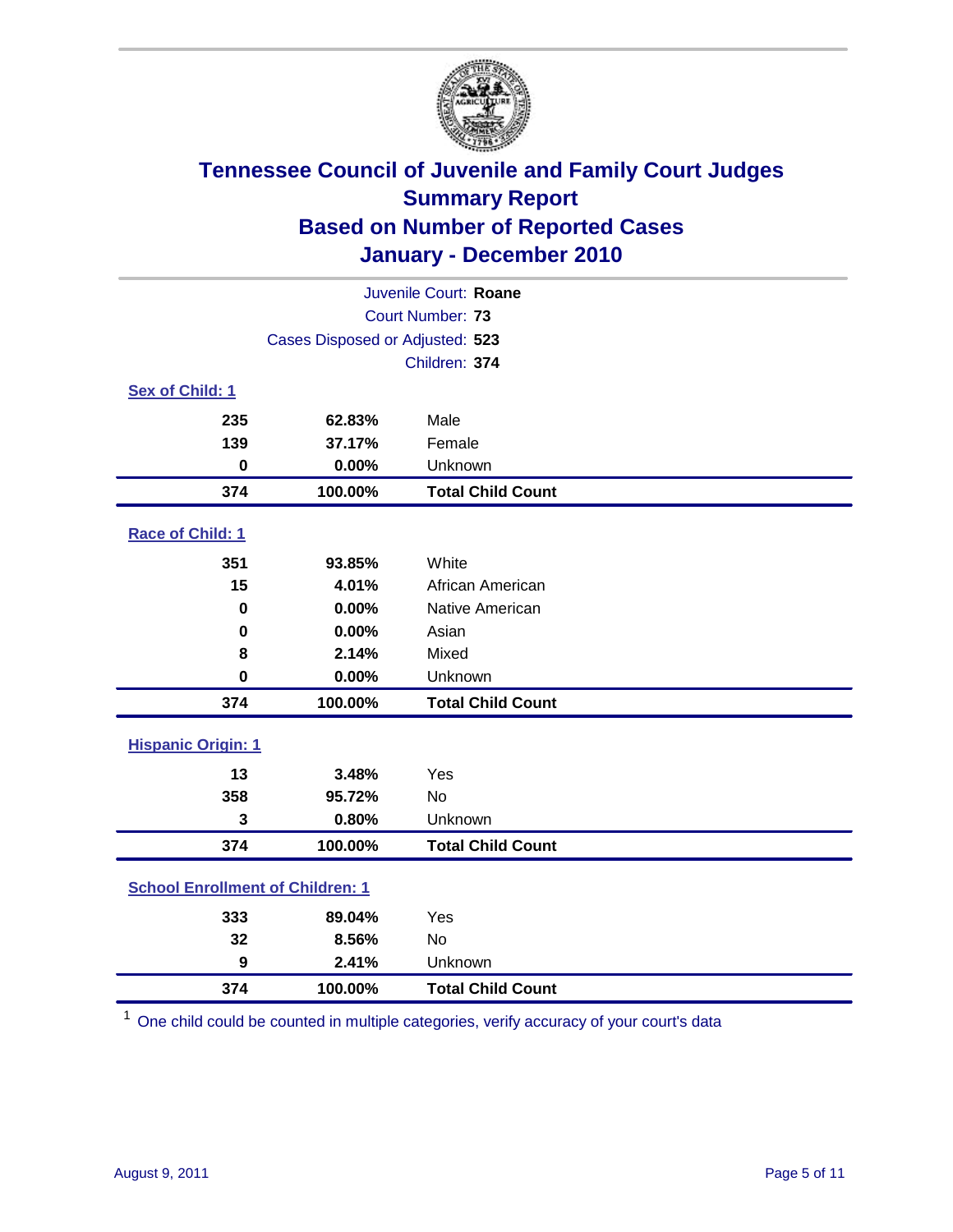# Tennessee Council of Juvenile and Family Court Judges
## Summary Report
## Based on Number of Reported Cases
## January - December 2010

Juvenile Court: **Roane**
Court Number: **73**
Cases Disposed or Adjusted: **523**
Children: **374**

### Sex of Child: 1

| | | |
|---|---|---|
| 235 | 62.83% | Male |
| 139 | 37.17% | Female |
| 0 | 0.00% | Unknown |
| **374** | **100.00%** | **Total Child Count** |

### Race of Child: 1

| | | |
|---|---|---|
| 351 | 93.85% | White |
| 15 | 4.01% | African American |
| 0 | 0.00% | Native American |
| 0 | 0.00% | Asian |
| 8 | 2.14% | Mixed |
| 0 | 0.00% | Unknown |
| **374** | **100.00%** | **Total Child Count** |

### Hispanic Origin: 1

| | | |
|---|---|---|
| 13 | 3.48% | Yes |
| 358 | 95.72% | No |
| 3 | 0.80% | Unknown |
| **374** | **100.00%** | **Total Child Count** |

### School Enrollment of Children: 1

| | | |
|---|---|---|
| 333 | 89.04% | Yes |
| 32 | 8.56% | No |
| 9 | 2.41% | Unknown |
| **374** | **100.00%** | **Total Child Count** |

[1] One child could be counted in multiple categories, verify accuracy of your court's data

August 9, 2011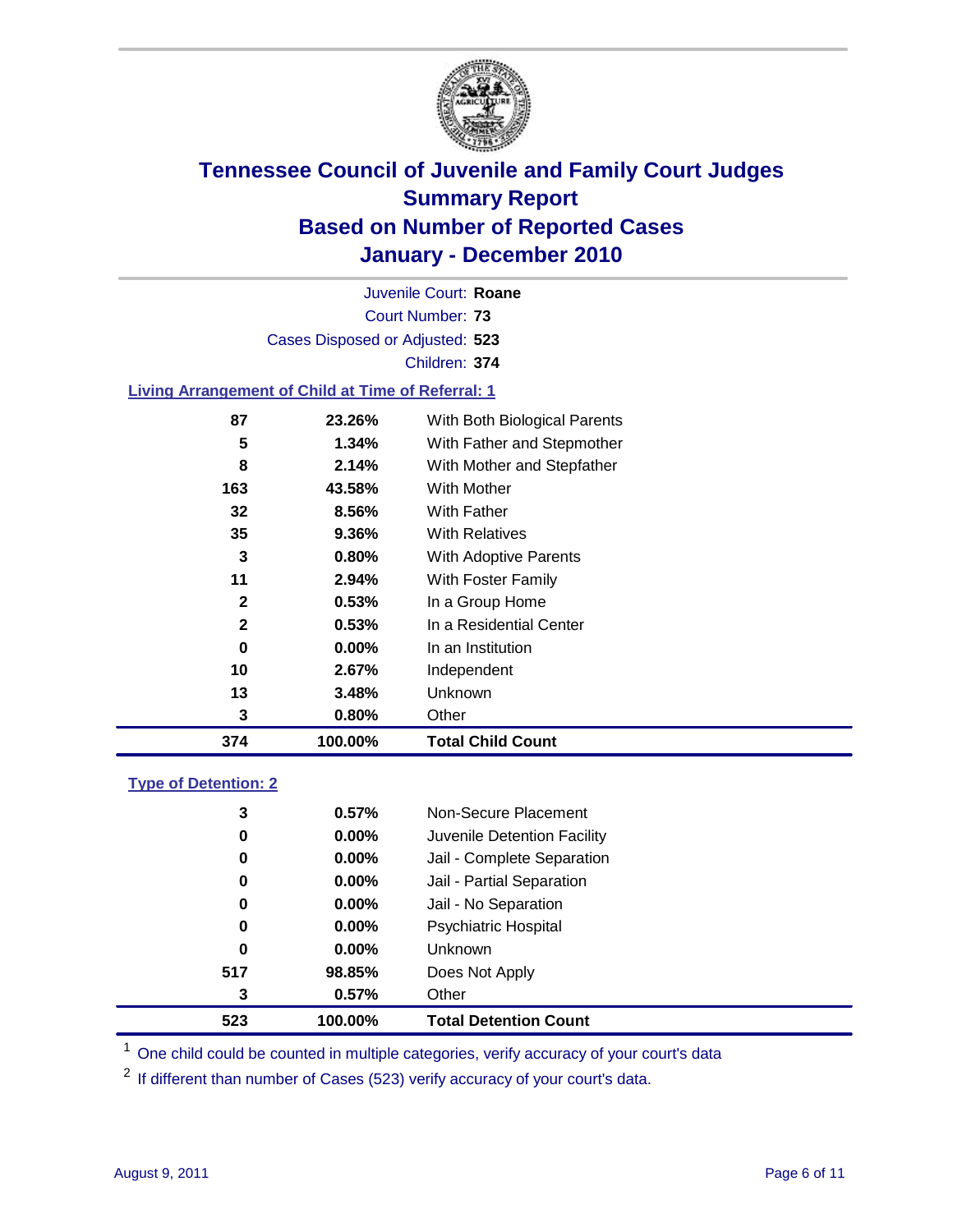# Tennessee Council of Juvenile and Family Court Judges
## Summary Report
## Based on Number of Reported Cases
## January - December 2010

Juvenile Court: **Roane**
Court Number: **73**
Cases Disposed or Adjusted: **523**
Children: **374**

### Living Arrangement of Child at Time of Referral: 1

| | | |
|---|---|---|
| 87 | 23.26% | With Both Biological Parents |
| 5 | 1.34% | With Father and Stepmother |
| 8 | 2.14% | With Mother and Stepfather |
| 163 | 43.58% | With Mother |
| 32 | 8.56% | With Father |
| 35 | 9.36% | With Relatives |
| 3 | 0.80% | With Adoptive Parents |
| 11 | 2.94% | With Foster Family |
| 2 | 0.53% | In a Group Home |
| 2 | 0.53% | In a Residential Center |
| 0 | 0.00% | In an Institution |
| 10 | 2.67% | Independent |
| 13 | 3.48% | Unknown |
| 3 | 0.80% | Other |
| **374** | **100.00%** | **Total Child Count** |

### Type of Detention: 2

| | | |
|---|---|---|
| 3 | 0.57% | Non-Secure Placement |
| 0 | 0.00% | Juvenile Detention Facility |
| 0 | 0.00% | Jail - Complete Separation |
| 0 | 0.00% | Jail - Partial Separation |
| 0 | 0.00% | Jail - No Separation |
| 0 | 0.00% | Psychiatric Hospital |
| 0 | 0.00% | Unknown |
| 517 | 98.85% | Does Not Apply |
| 3 | 0.57% | Other |
| **523** | **100.00%** | **Total Detention Count** |

[1] One child could be counted in multiple categories, verify accuracy of your court's data

[2] If different than number of Cases (523) verify accuracy of your court's data.

August 9, 2011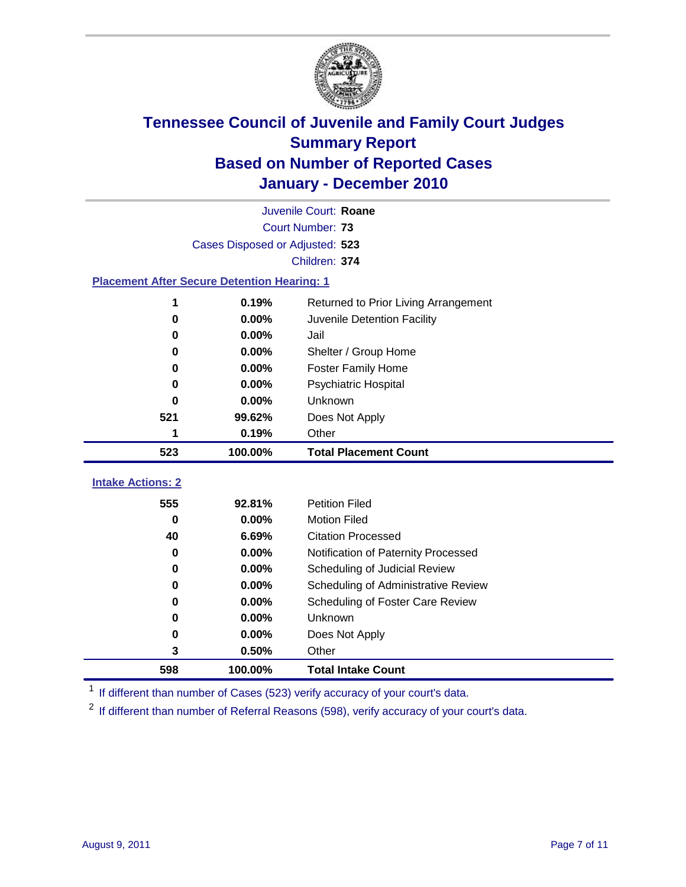# Tennessee Council of Juvenile and Family Court Judges
## Summary Report
## Based on Number of Reported Cases
## January - December 2010

Juvenile Court: **Roane**

Court Number: **73**

Cases Disposed or Adjusted: **523**

Children: **374**

### Placement After Secure Detention Hearing: 1

| | | |
|---|---|---|
| 1 | 0.19% | Returned to Prior Living Arrangement |
| 0 | 0.00% | Juvenile Detention Facility |
| 0 | 0.00% | Jail |
| 0 | 0.00% | Shelter / Group Home |
| 0 | 0.00% | Foster Family Home |
| 0 | 0.00% | Psychiatric Hospital |
| 0 | 0.00% | Unknown |
| 521 | 99.62% | Does Not Apply |
| 1 | 0.19% | Other |
| **523** | **100.00%** | **Total Placement Count** |

### Intake Actions: 2

| | | |
|---|---|---|
| 555 | 92.81% | Petition Filed |
| 0 | 0.00% | Motion Filed |
| 40 | 6.69% | Citation Processed |
| 0 | 0.00% | Notification of Paternity Processed |
| 0 | 0.00% | Scheduling of Judicial Review |
| 0 | 0.00% | Scheduling of Administrative Review |
| 0 | 0.00% | Scheduling of Foster Care Review |
| 0 | 0.00% | Unknown |
| 0 | 0.00% | Does Not Apply |
| 3 | 0.50% | Other |
| **598** | **100.00%** | **Total Intake Count** |

[1] If different than number of Cases (523) verify accuracy of your court's data.

[2] If different than number of Referral Reasons (598), verify accuracy of your court's data.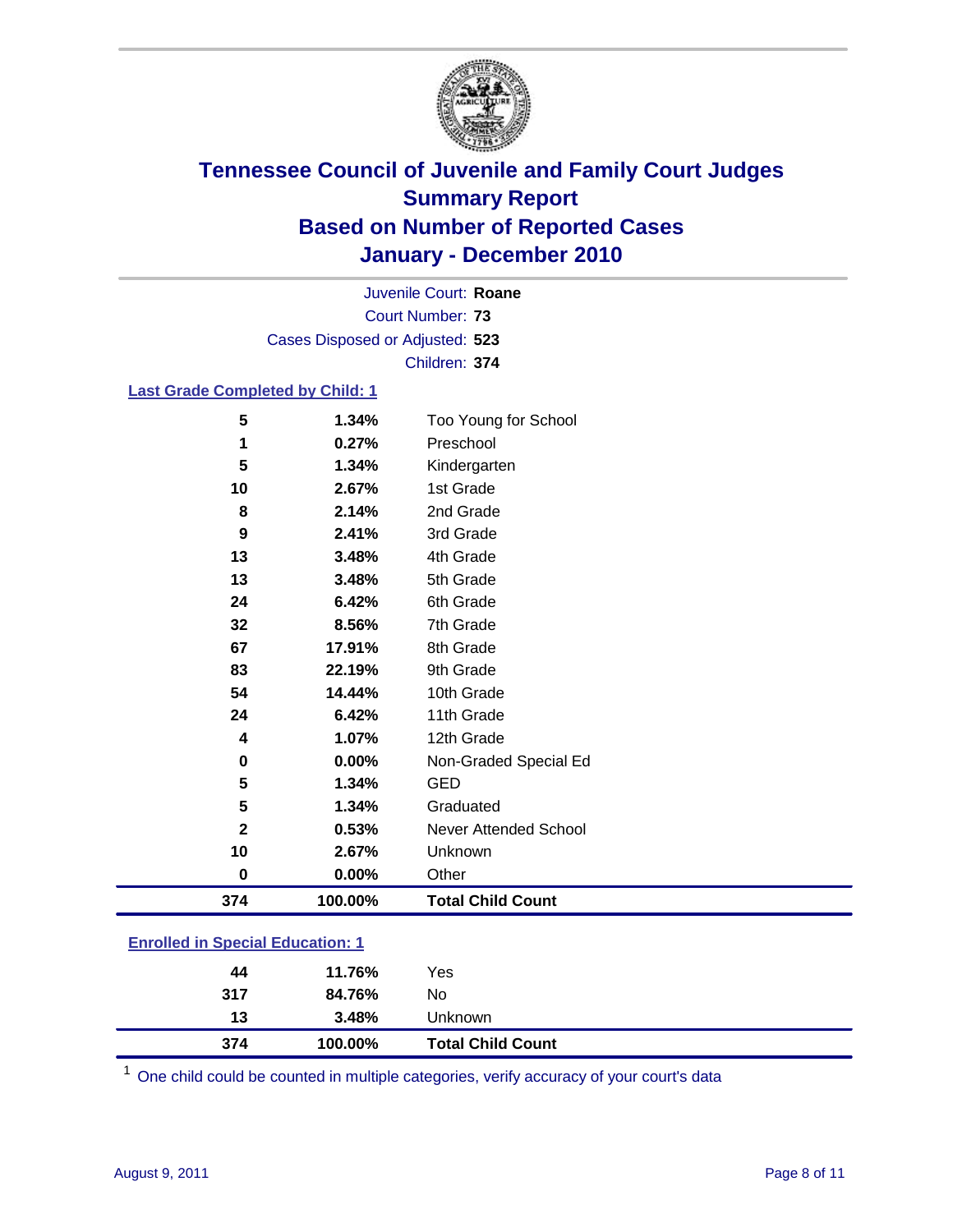# Tennessee Council of Juvenile and Family Court Judges
## Summary Report
## Based on Number of Reported Cases
## January - December 2010

Juvenile Court: **Roane**
Court Number: **73**
Cases Disposed or Adjusted: **523**
Children: **374**

### Last Grade Completed by Child: 1

| | | |
|---|---|---|
| 5 | 1.34% | Too Young for School |
| 1 | 0.27% | Preschool |
| 5 | 1.34% | Kindergarten |
| 10 | 2.67% | 1st Grade |
| 8 | 2.14% | 2nd Grade |
| 9 | 2.41% | 3rd Grade |
| 13 | 3.48% | 4th Grade |
| 13 | 3.48% | 5th Grade |
| 24 | 6.42% | 6th Grade |
| 32 | 8.56% | 7th Grade |
| 67 | 17.91% | 8th Grade |
| 83 | 22.19% | 9th Grade |
| 54 | 14.44% | 10th Grade |
| 24 | 6.42% | 11th Grade |
| 4 | 1.07% | 12th Grade |
| 0 | 0.00% | Non-Graded Special Ed |
| 5 | 1.34% | GED |
| 5 | 1.34% | Graduated |
| 2 | 0.53% | Never Attended School |
| 10 | 2.67% | Unknown |
| 0 | 0.00% | Other |
| **374** | **100.00%** | **Total Child Count** |

### Enrolled in Special Education: 1

| | | |
|---|---|---|
| 44 | 11.76% | Yes |
| 317 | 84.76% | No |
| 13 | 3.48% | Unknown |
| **374** | **100.00%** | **Total Child Count** |

[1] One child could be counted in multiple categories, verify accuracy of your court's data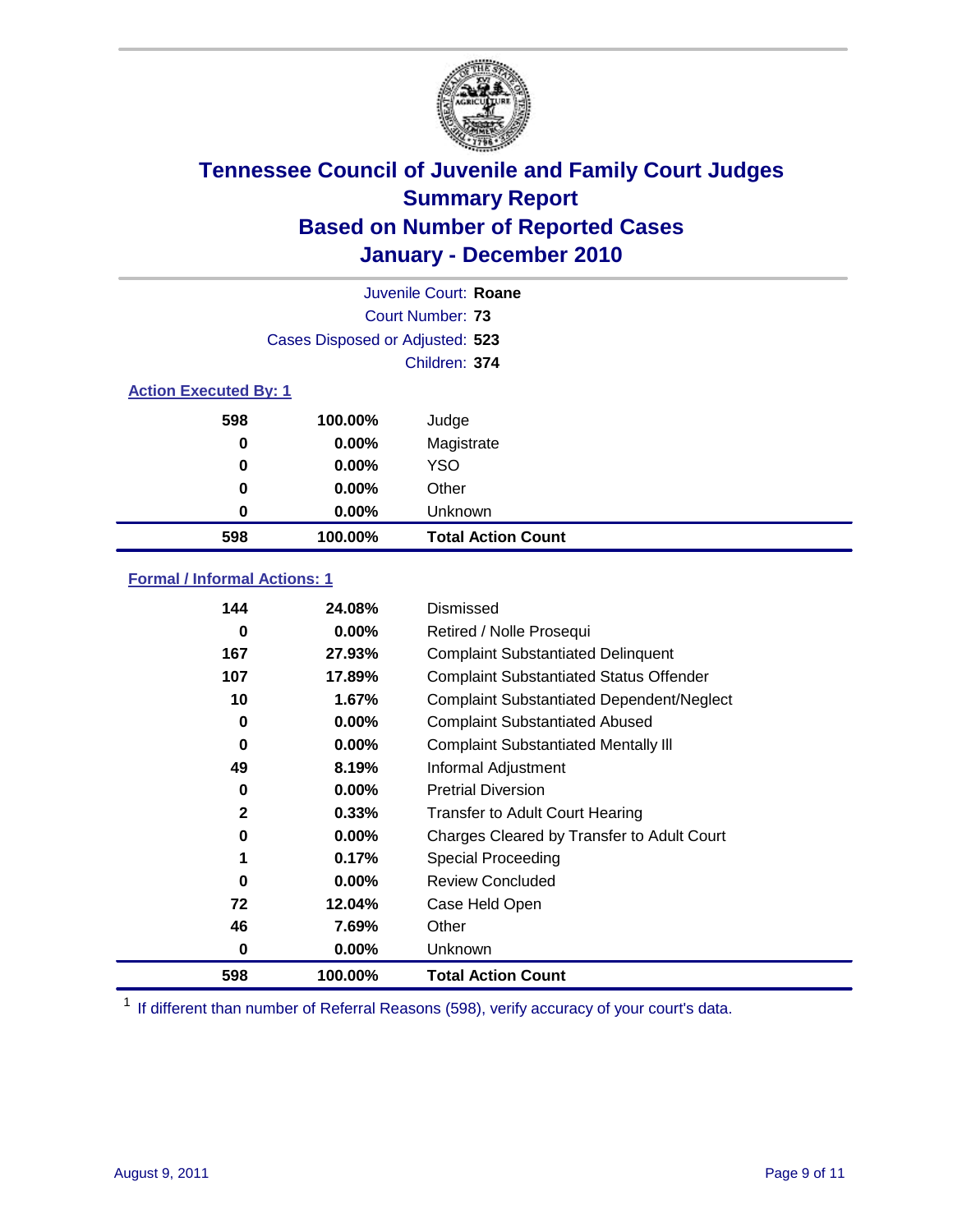# Tennessee Council of Juvenile and Family Court Judges
## Summary Report
## Based on Number of Reported Cases
## January - December 2010

Juvenile Court: **Roane**
Court Number: **73**
Cases Disposed or Adjusted: **523**
Children: **374**

### Action Executed By: 1

| | | |
|---|---|---|
| 598 | 100.00% | Judge |
| 0 | 0.00% | Magistrate |
| 0 | 0.00% | YSO |
| 0 | 0.00% | Other |
| 0 | 0.00% | Unknown |
| **598** | **100.00%** | **Total Action Count** |

### Formal / Informal Actions: 1

| | | |
|---|---|---|
| 144 | 24.08% | Dismissed |
| 0 | 0.00% | Retired / Nolle Prosequi |
| 167 | 27.93% | Complaint Substantiated Delinquent |
| 107 | 17.89% | Complaint Substantiated Status Offender |
| 10 | 1.67% | Complaint Substantiated Dependent/Neglect |
| 0 | 0.00% | Complaint Substantiated Abused |
| 0 | 0.00% | Complaint Substantiated Mentally Ill |
| 49 | 8.19% | Informal Adjustment |
| 0 | 0.00% | Pretrial Diversion |
| 2 | 0.33% | Transfer to Adult Court Hearing |
| 0 | 0.00% | Charges Cleared by Transfer to Adult Court |
| 1 | 0.17% | Special Proceeding |
| 0 | 0.00% | Review Concluded |
| 72 | 12.04% | Case Held Open |
| 46 | 7.69% | Other |
| 0 | 0.00% | Unknown |
| **598** | **100.00%** | **Total Action Count** |

[1] If different than number of Referral Reasons (598), verify accuracy of your court's data.

August 9, 2011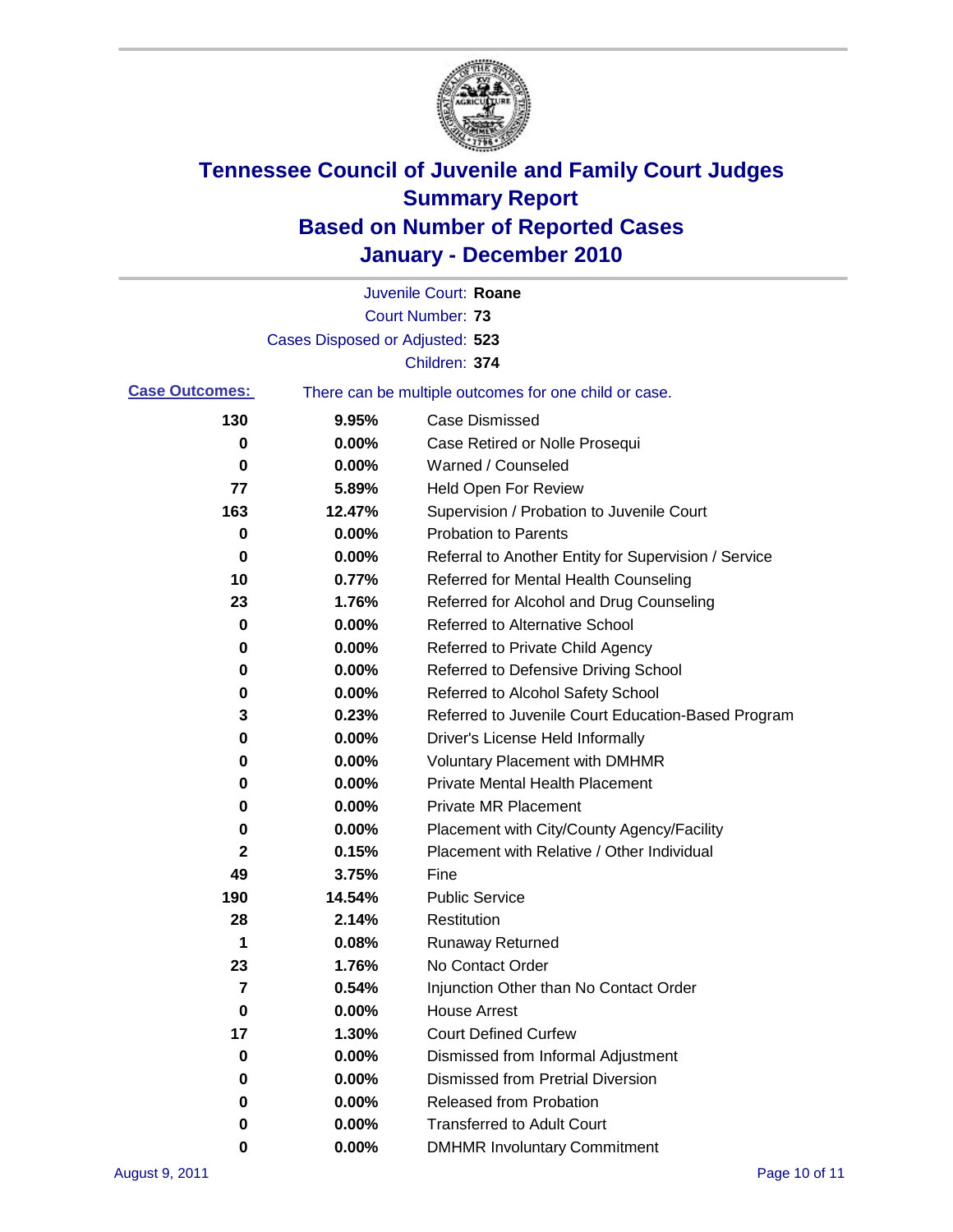# Tennessee Council of Juvenile and Family Court Judges
## Summary Report
## Based on Number of Reported Cases
## January - December 2010

Juvenile Court: **Roane**

Court Number: **73**

Cases Disposed or Adjusted: **523**

Children: **374**

**Case Outcomes:** There can be multiple outcomes for one child or case.

| | | |
|---|---|---|
| **130** | **9.95%** | Case Dismissed |
| **0** | **0.00%** | Case Retired or Nolle Prosequi |
| **0** | **0.00%** | Warned / Counseled |
| **77** | **5.89%** | Held Open For Review |
| **163** | **12.47%** | Supervision / Probation to Juvenile Court |
| **0** | **0.00%** | Probation to Parents |
| **0** | **0.00%** | Referral to Another Entity for Supervision / Service |
| **10** | **0.77%** | Referred for Mental Health Counseling |
| **23** | **1.76%** | Referred for Alcohol and Drug Counseling |
| **0** | **0.00%** | Referred to Alternative School |
| **0** | **0.00%** | Referred to Private Child Agency |
| **0** | **0.00%** | Referred to Defensive Driving School |
| **0** | **0.00%** | Referred to Alcohol Safety School |
| **3** | **0.23%** | Referred to Juvenile Court Education-Based Program |
| **0** | **0.00%** | Driver's License Held Informally |
| **0** | **0.00%** | Voluntary Placement with DMHMR |
| **0** | **0.00%** | Private Mental Health Placement |
| **0** | **0.00%** | Private MR Placement |
| **0** | **0.00%** | Placement with City/County Agency/Facility |
| **2** | **0.15%** | Placement with Relative / Other Individual |
| **49** | **3.75%** | Fine |
| **190** | **14.54%** | Public Service |
| **28** | **2.14%** | Restitution |
| **1** | **0.08%** | Runaway Returned |
| **23** | **1.76%** | No Contact Order |
| **7** | **0.54%** | Injunction Other than No Contact Order |
| **0** | **0.00%** | House Arrest |
| **17** | **1.30%** | Court Defined Curfew |
| **0** | **0.00%** | Dismissed from Informal Adjustment |
| **0** | **0.00%** | Dismissed from Pretrial Diversion |
| **0** | **0.00%** | Released from Probation |
| **0** | **0.00%** | Transferred to Adult Court |
| **0** | **0.00%** | DMHMR Involuntary Commitment |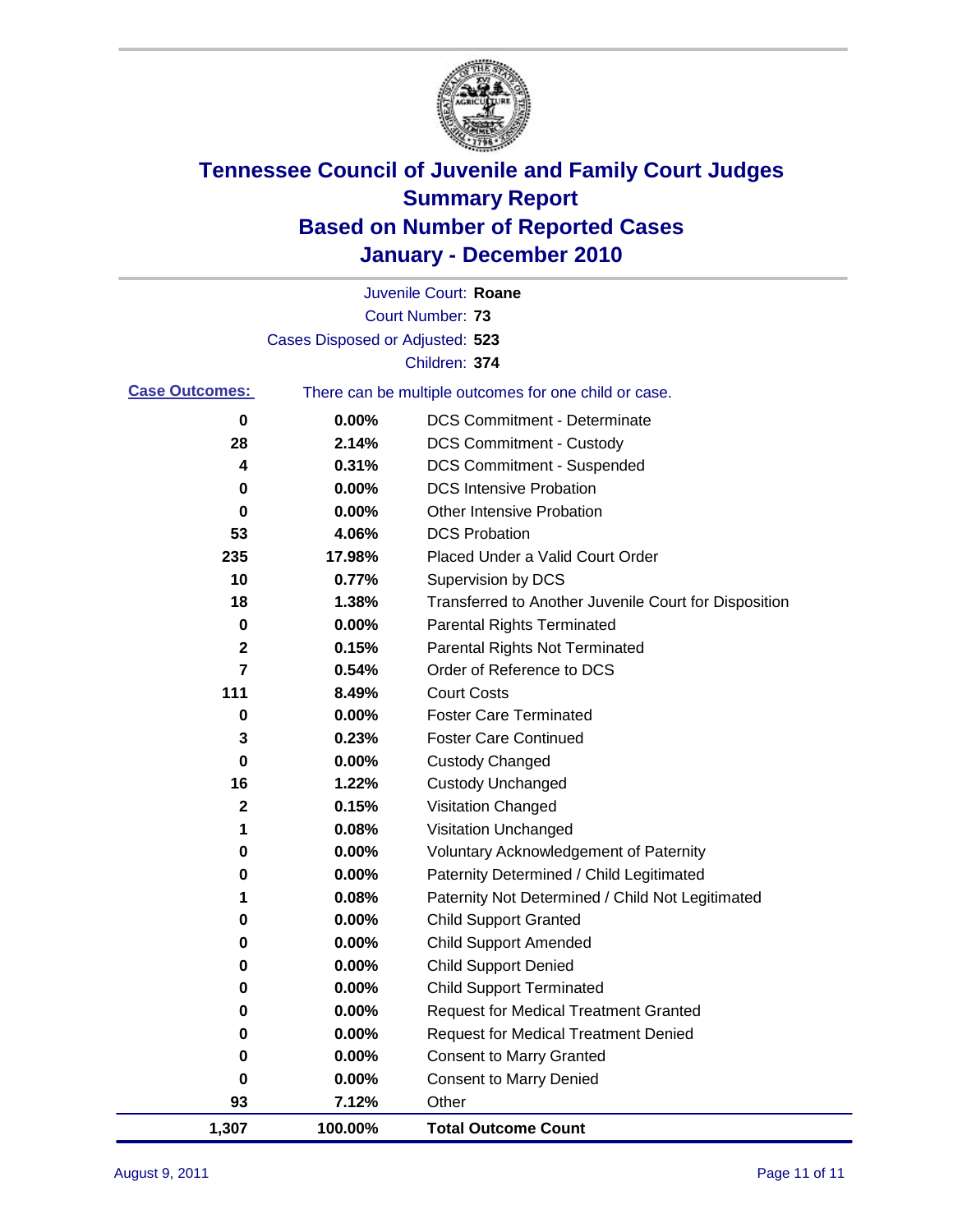# Tennessee Council of Juvenile and Family Court Judges
## Summary Report
## Based on Number of Reported Cases
## January - December 2010

Juvenile Court: **Roane**
Court Number: **73**
Cases Disposed or Adjusted: **523**
Children: **374**

**Case Outcomes:** There can be multiple outcomes for one child or case.

| | | |
|---|---|---|
| 0 | 0.00% | DCS Commitment - Determinate |
| 28 | 2.14% | DCS Commitment - Custody |
| 4 | 0.31% | DCS Commitment - Suspended |
| 0 | 0.00% | DCS Intensive Probation |
| 0 | 0.00% | Other Intensive Probation |
| 53 | 4.06% | DCS Probation |
| 235 | 17.98% | Placed Under a Valid Court Order |
| 10 | 0.77% | Supervision by DCS |
| 18 | 1.38% | Transferred to Another Juvenile Court for Disposition |
| 0 | 0.00% | Parental Rights Terminated |
| 2 | 0.15% | Parental Rights Not Terminated |
| 7 | 0.54% | Order of Reference to DCS |
| 111 | 8.49% | Court Costs |
| 0 | 0.00% | Foster Care Terminated |
| 3 | 0.23% | Foster Care Continued |
| 0 | 0.00% | Custody Changed |
| 16 | 1.22% | Custody Unchanged |
| 2 | 0.15% | Visitation Changed |
| 1 | 0.08% | Visitation Unchanged |
| 0 | 0.00% | Voluntary Acknowledgement of Paternity |
| 0 | 0.00% | Paternity Determined / Child Legitimated |
| 1 | 0.08% | Paternity Not Determined / Child Not Legitimated |
| 0 | 0.00% | Child Support Granted |
| 0 | 0.00% | Child Support Amended |
| 0 | 0.00% | Child Support Denied |
| 0 | 0.00% | Child Support Terminated |
| 0 | 0.00% | Request for Medical Treatment Granted |
| 0 | 0.00% | Request for Medical Treatment Denied |
| 0 | 0.00% | Consent to Marry Granted |
| 0 | 0.00% | Consent to Marry Denied |
| 93 | 7.12% | Other |
| **1,307** | **100.00%** | **Total Outcome Count** |